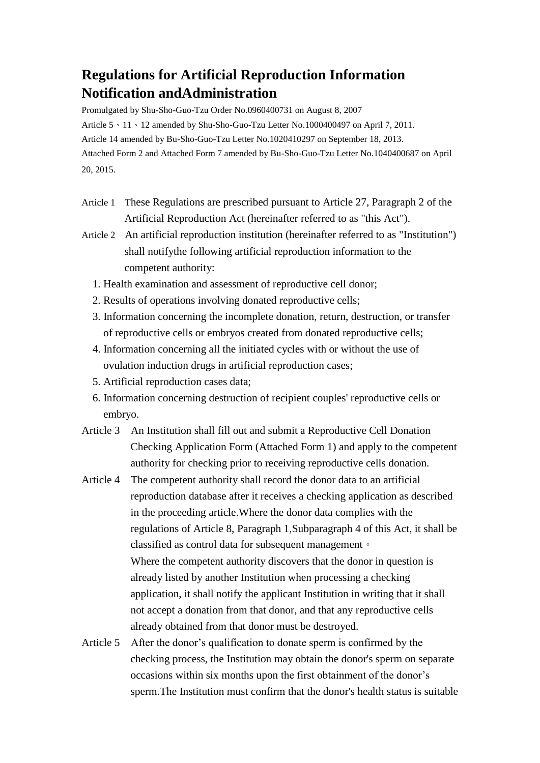# Regulations for Artificial Reproduction Information Notification andAdministration

Promulgated by Shu-Sho-Guo-Tzu Order No.0960400731 on August 8, 2007

Article 5、11、12 amended by Shu-Sho-Guo-Tzu Letter No.1000400497 on April 7, 2011.

Article 14 amended by Bu-Sho-Guo-Tzu Letter No.1020410297 on September 18, 2013.

Attached Form 2 and Attached Form 7 amended by Bu-Sho-Guo-Tzu Letter No.1040400687 on April 20, 2015.

Article 1 These Regulations are prescribed pursuant to Article 27, Paragraph 2 of the Artificial Reproduction Act (hereinafter referred to as "this Act").

Article 2 An artificial reproduction institution (hereinafter referred to as "Institution") shall notifythe following artificial reproduction information to the competent authority:

1. Health examination and assessment of reproductive cell donor;
2. Results of operations involving donated reproductive cells;
3. Information concerning the incomplete donation, return, destruction, or transfer of reproductive cells or embryos created from donated reproductive cells;
4. Information concerning all the initiated cycles with or without the use of ovulation induction drugs in artificial reproduction cases;
5. Artificial reproduction cases data;
6. Information concerning destruction of recipient couples' reproductive cells or embryo.

Article 3 An Institution shall fill out and submit a Reproductive Cell Donation Checking Application Form (Attached Form 1) and apply to the competent authority for checking prior to receiving reproductive cells donation.

Article 4 The competent authority shall record the donor data to an artificial reproduction database after it receives a checking application as described in the proceeding article.Where the donor data complies with the regulations of Article 8, Paragraph 1,Subparagraph 4 of this Act, it shall be classified as control data for subsequent management。

Where the competent authority discovers that the donor in question is already listed by another Institution when processing a checking application, it shall notify the applicant Institution in writing that it shall not accept a donation from that donor, and that any reproductive cells already obtained from that donor must be destroyed.

Article 5 After the donor’s qualification to donate sperm is confirmed by the checking process, the Institution may obtain the donor's sperm on separate occasions within six months upon the first obtainment of the donor’s sperm.The Institution must confirm that the donor's health status is suitable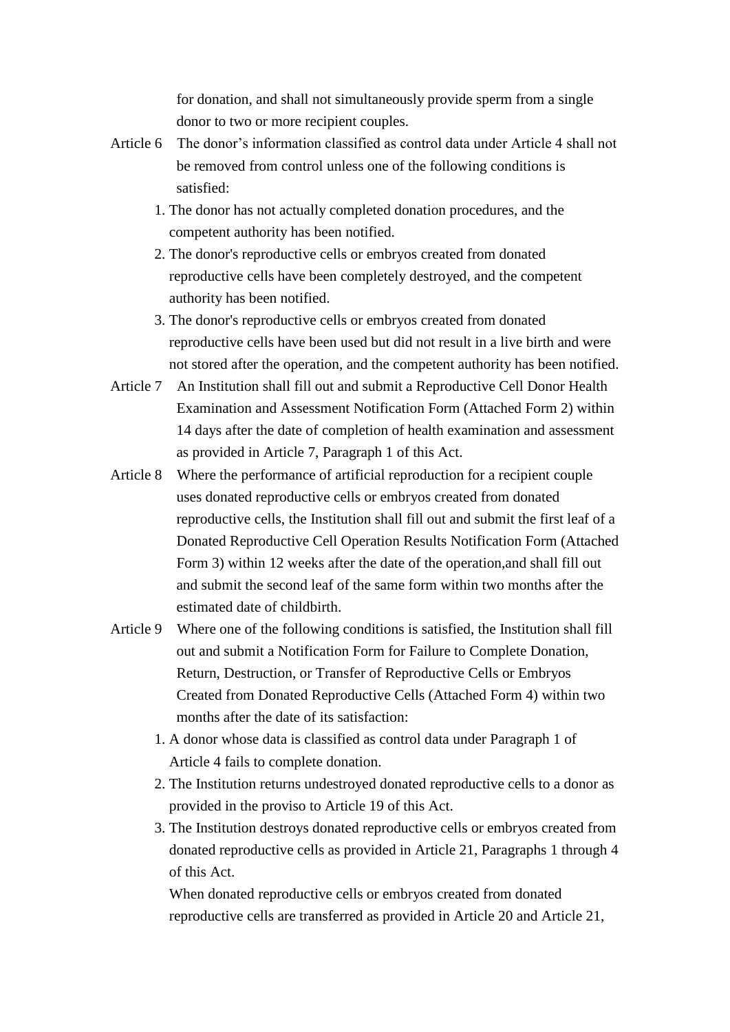for donation, and shall not simultaneously provide sperm from a single donor to two or more recipient couples.

Article 6 The donor’s information classified as control data under Article 4 shall not be removed from control unless one of the following conditions is satisfied:

1. The donor has not actually completed donation procedures, and the competent authority has been notified.
2. The donor's reproductive cells or embryos created from donated reproductive cells have been completely destroyed, and the competent authority has been notified.
3. The donor's reproductive cells or embryos created from donated reproductive cells have been used but did not result in a live birth and were not stored after the operation, and the competent authority has been notified.

Article 7 An Institution shall fill out and submit a Reproductive Cell Donor Health Examination and Assessment Notification Form (Attached Form 2) within 14 days after the date of completion of health examination and assessment as provided in Article 7, Paragraph 1 of this Act.

Article 8 Where the performance of artificial reproduction for a recipient couple uses donated reproductive cells or embryos created from donated reproductive cells, the Institution shall fill out and submit the first leaf of a Donated Reproductive Cell Operation Results Notification Form (Attached Form 3) within 12 weeks after the date of the operation,and shall fill out and submit the second leaf of the same form within two months after the estimated date of childbirth.

Article 9 Where one of the following conditions is satisfied, the Institution shall fill out and submit a Notification Form for Failure to Complete Donation, Return, Destruction, or Transfer of Reproductive Cells or Embryos Created from Donated Reproductive Cells (Attached Form 4) within two months after the date of its satisfaction:

1. A donor whose data is classified as control data under Paragraph 1 of Article 4 fails to complete donation.
2. The Institution returns undestroyed donated reproductive cells to a donor as provided in the proviso to Article 19 of this Act.
3. The Institution destroys donated reproductive cells or embryos created from donated reproductive cells as provided in Article 21, Paragraphs 1 through 4 of this Act.

When donated reproductive cells or embryos created from donated reproductive cells are transferred as provided in Article 20 and Article 21,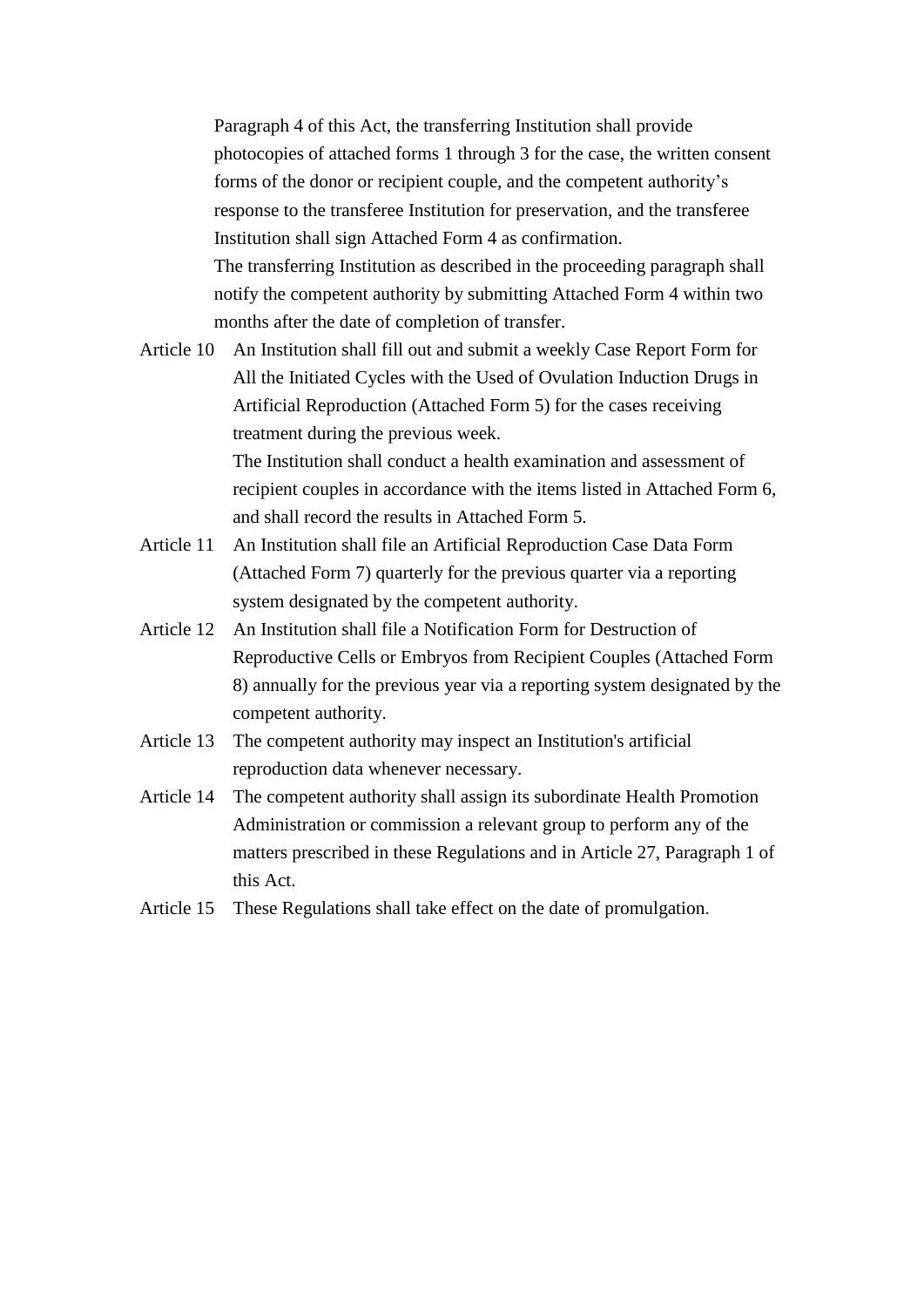Paragraph 4 of this Act, the transferring Institution shall provide photocopies of attached forms 1 through 3 for the case, the written consent forms of the donor or recipient couple, and the competent authority's response to the transferee Institution for preservation, and the transferee Institution shall sign Attached Form 4 as confirmation.

The transferring Institution as described in the proceeding paragraph shall notify the competent authority by submitting Attached Form 4 within two months after the date of completion of transfer.

Article 10 An Institution shall fill out and submit a weekly Case Report Form for All the Initiated Cycles with the Used of Ovulation Induction Drugs in Artificial Reproduction (Attached Form 5) for the cases receiving treatment during the previous week.

The Institution shall conduct a health examination and assessment of recipient couples in accordance with the items listed in Attached Form 6, and shall record the results in Attached Form 5.

Article 11 An Institution shall file an Artificial Reproduction Case Data Form (Attached Form 7) quarterly for the previous quarter via a reporting system designated by the competent authority.

Article 12 An Institution shall file a Notification Form for Destruction of Reproductive Cells or Embryos from Recipient Couples (Attached Form 8) annually for the previous year via a reporting system designated by the competent authority.

Article 13 The competent authority may inspect an Institution's artificial reproduction data whenever necessary.

Article 14 The competent authority shall assign its subordinate Health Promotion Administration or commission a relevant group to perform any of the matters prescribed in these Regulations and in Article 27, Paragraph 1 of this Act.

Article 15 These Regulations shall take effect on the date of promulgation.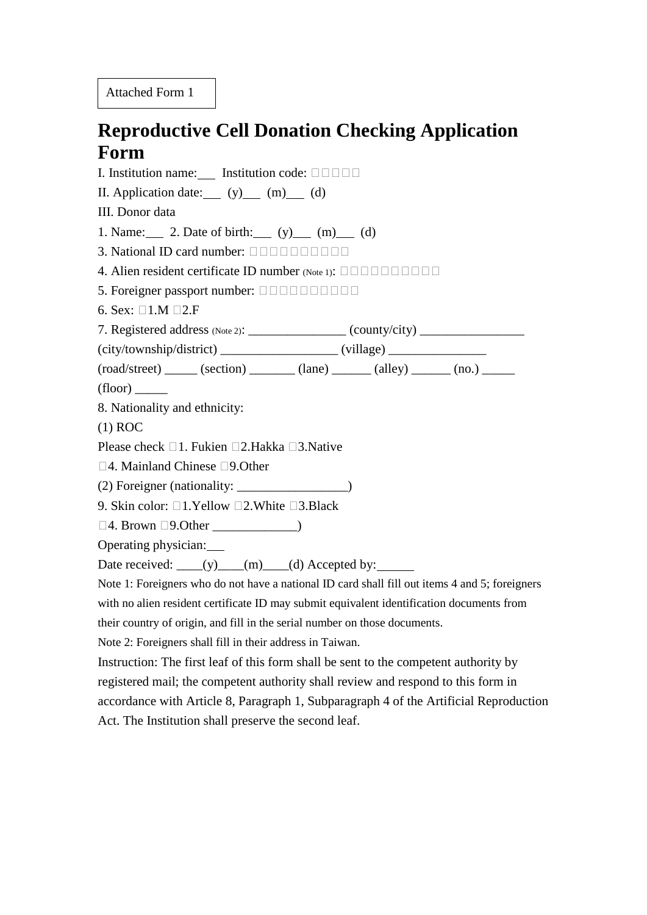Attached Form 1

# Reproductive Cell Donation Checking Application Form

I. Institution name:___ Institution code: □□□□□

II. Application date:___ (y)___ (m)___ (d)

III. Donor data

1. Name:___ 2. Date of birth:___ (y)___ (m)___ (d)

3. National ID card number: □□□□□□□□□□

4. Alien resident certificate ID number (Note 1): □□□□□□□□□□

5. Foreigner passport number: □□□□□□□□□□

6. Sex: □1.M □2.F

7. Registered address (Note 2): _______________ (county/city) ________________ (city/township/district) __________________ (village) _______________ (road/street) _____ (section) _______ (lane) ______ (alley) ______ (no.) _____ (floor) _____

8. Nationality and ethnicity:

(1) ROC

Please check □1. Fukien □2.Hakka □3.Native

□4. Mainland Chinese □9.Other

(2) Foreigner (nationality: _________________)

9. Skin color: □1.Yellow □2.White □3.Black

□4. Brown □9.Other _____________)

Operating physician:___

Date received: ____(y)____(m)____(d) Accepted by:______

Note 1: Foreigners who do not have a national ID card shall fill out items 4 and 5; foreigners with no alien resident certificate ID may submit equivalent identification documents from their country of origin, and fill in the serial number on those documents.

Note 2: Foreigners shall fill in their address in Taiwan.

Instruction: The first leaf of this form shall be sent to the competent authority by registered mail; the competent authority shall review and respond to this form in accordance with Article 8, Paragraph 1, Subparagraph 4 of the Artificial Reproduction Act. The Institution shall preserve the second leaf.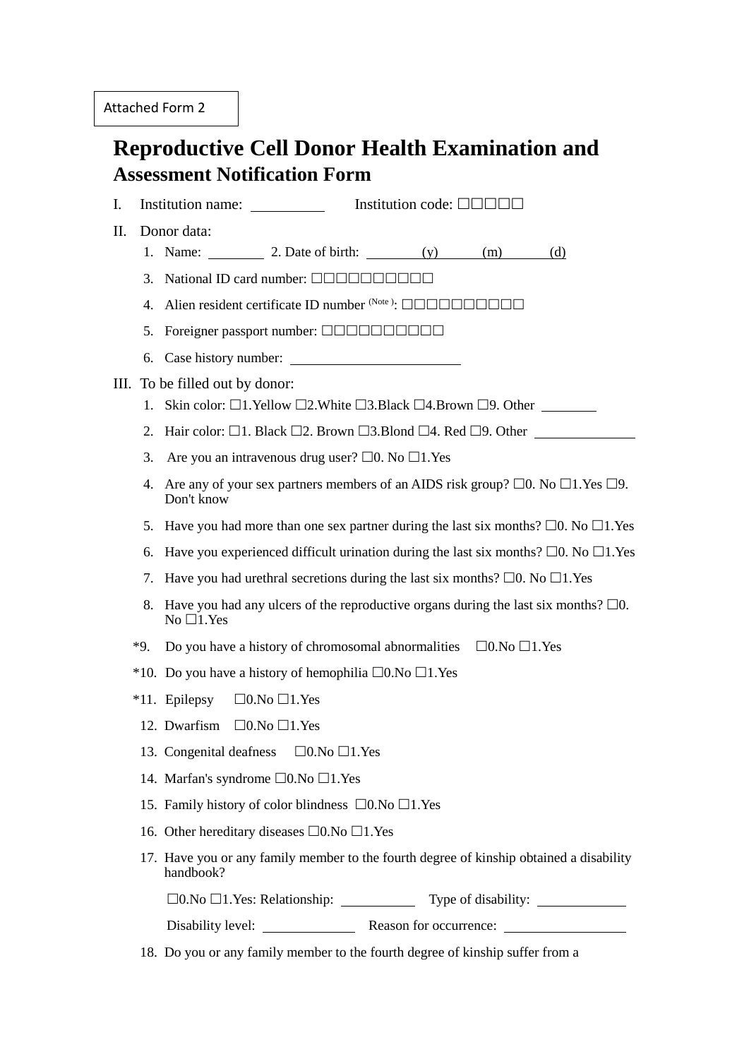Attached Form 2

# Reproductive Cell Donor Health Examination and Assessment Notification Form

I. Institution name: ________ Institution code: □□□□□

II. Donor data:

1. Name: ________ 2. Date of birth: ________ (y) ________ (m) ________ (d)
3. National ID card number: □□□□□□□□□□
4. Alien resident certificate ID number [(Note )]: □□□□□□□□□□
5. Foreigner passport number: □□□□□□□□□□
6. Case history number: ________________________

III. To be filled out by donor:

1. Skin color: ☐1.Yellow ☐2.White ☐3.Black ☐4.Brown ☐9. Other ________
2. Hair color: ☐1. Black ☐2. Brown ☐3.Blond ☐4. Red ☐9. Other ______________
3. Are you an intravenous drug user? ☐0. No ☐1.Yes
4. Are any of your sex partners members of an AIDS risk group? ☐0. No ☐1.Yes ☐9. Don't know
5. Have you had more than one sex partner during the last six months? ☐0. No ☐1.Yes
6. Have you experienced difficult urination during the last six months? ☐0. No ☐1.Yes
7. Have you had urethral secretions during the last six months? ☐0. No ☐1.Yes
8. Have you had any ulcers of the reproductive organs during the last six months? ☐0. No ☐1.Yes

*9. Do you have a history of chromosomal abnormalities ☐0.No ☐1.Yes

*10. Do you have a history of hemophilia ☐0.No ☐1.Yes

*11. Epilepsy ☐0.No ☐1.Yes

12. Dwarfism ☐0.No ☐1.Yes
13. Congenital deafness ☐0.No ☐1.Yes
14. Marfan's syndrome ☐0.No ☐1.Yes
15. Family history of color blindness ☐0.No ☐1.Yes
16. Other hereditary diseases ☐0.No ☐1.Yes
17. Have you or any family member to the fourth degree of kinship obtained a disability handbook?

    ☐0.No ☐1.Yes: Relationship: __________ Type of disability: ____________

    Disability level: _____________ Reason for occurrence: _________________

18. Do you or any family member to the fourth degree of kinship suffer from a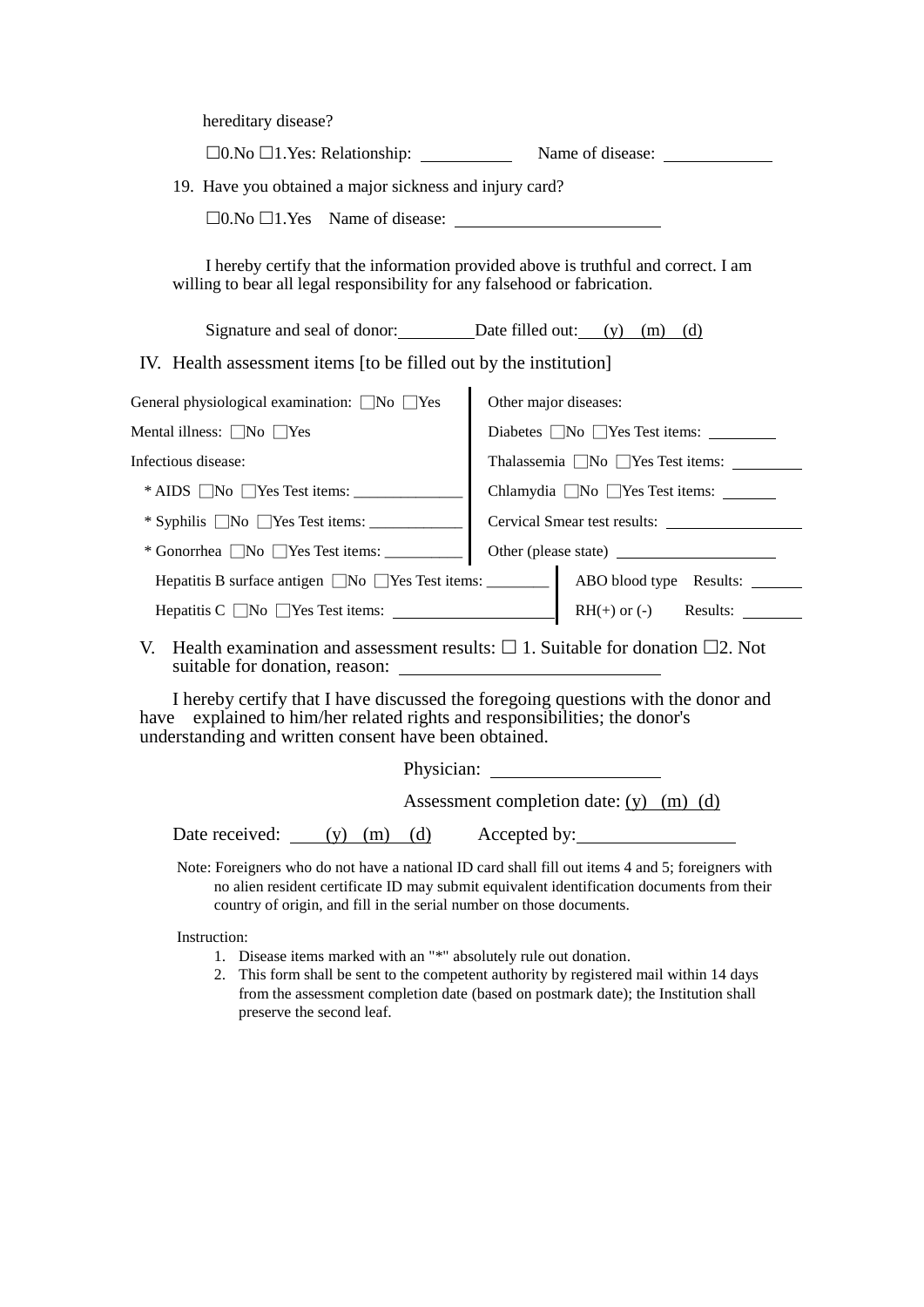hereditary disease?

☐0.No ☐1.Yes: Relationship: ___________ Name of disease: _____________

19. Have you obtained a major sickness and injury card?

☐0.No ☐1.Yes Name of disease: _________________________

I hereby certify that the information provided above is truthful and correct. I am willing to bear all legal responsibility for any falsehood or fabrication.

Signature and seal of donor: __________ Date filled out: ___(y) (m) (d)

IV. Health assessment items [to be filled out by the institution]

| | |
|---|---|
| General physiological examination: ☐No ☐Yes | Other major diseases: |
| Mental illness: ☐No ☐Yes | Diabetes ☐No ☐Yes Test items: _________ |
| Infectious disease: | Thalassemia ☐No ☐Yes Test items: _________ |
| * AIDS ☐No ☐Yes Test items: ______________ | Chlamydia ☐No ☐Yes Test items: _______ |
| * Syphilis ☐No ☐Yes Test items: ____________ | Cervical Smear test results: __________________ |
| * Gonorrhea ☐No ☐Yes Test items: __________ | Other (please state) ____________________ |
| Hepatitis B surface antigen ☐No ☐Yes Test items: ________ | ABO blood type Results: ______ |
| Hepatitis C ☐No ☐Yes Test items: ____________________ | RH(+) or (-) Results: ________ |

V. Health examination and assessment results: ☐ 1. Suitable for donation ☐2. Not suitable for donation, reason: ____________________________

I hereby certify that I have discussed the foregoing questions with the donor and have explained to him/her related rights and responsibilities; the donor's understanding and written consent have been obtained.

Physician: ___________________

Assessment completion date: (y) (m) (d)

Date received: ____(y) (m) (d) Accepted by: __________________

Note: Foreigners who do not have a national ID card shall fill out items 4 and 5; foreigners with no alien resident certificate ID may submit equivalent identification documents from their country of origin, and fill in the serial number on those documents.

Instruction:

1. Disease items marked with an "*" absolutely rule out donation.
2. This form shall be sent to the competent authority by registered mail within 14 days from the assessment completion date (based on postmark date); the Institution shall preserve the second leaf.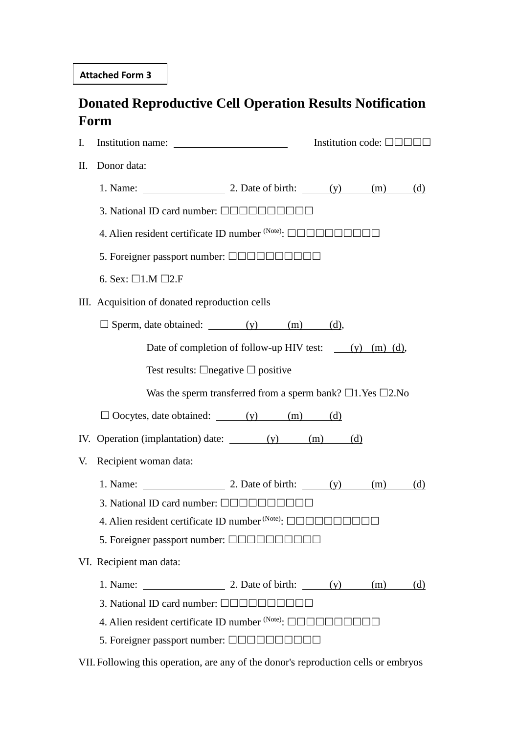Attached Form 3

# Donated Reproductive Cell Operation Results Notification Form

I. Institution name: ______________________ Institution code: □□□□□

II. Donor data:

1. Name: ________________ 2. Date of birth: _____(y)_____(m)_____(d)
3. National ID card number: □□□□□□□□□□
4. Alien resident certificate ID number (Note): □□□□□□□□□□
5. Foreigner passport number: □□□□□□□□□□
6. Sex: □1.M □2.F

III. Acquisition of donated reproduction cells

□ Sperm, date obtained: _______(y)_____(m)_____(d),

Date of completion of follow-up HIV test: ___(y) (m) (d),

Test results: □negative □ positive

Was the sperm transferred from a sperm bank? □1.Yes □2.No

□ Oocytes, date obtained: _____(y)_____(m)_____(d)

IV. Operation (implantation) date: _______(y)_____(m)_____(d)

V. Recipient woman data:

1. Name: ________________ 2. Date of birth: _____(y)_____(m)_____(d)
3. National ID card number: □□□□□□□□□□
4. Alien resident certificate ID number (Note): □□□□□□□□□□
5. Foreigner passport number: □□□□□□□□□□

VI. Recipient man data:

1. Name: ________________ 2. Date of birth: _____(y)_____(m)_____(d)
3. National ID card number: □□□□□□□□□□
4. Alien resident certificate ID number (Note): □□□□□□□□□□
5. Foreigner passport number: □□□□□□□□□□

VII. Following this operation, are any of the donor's reproduction cells or embryos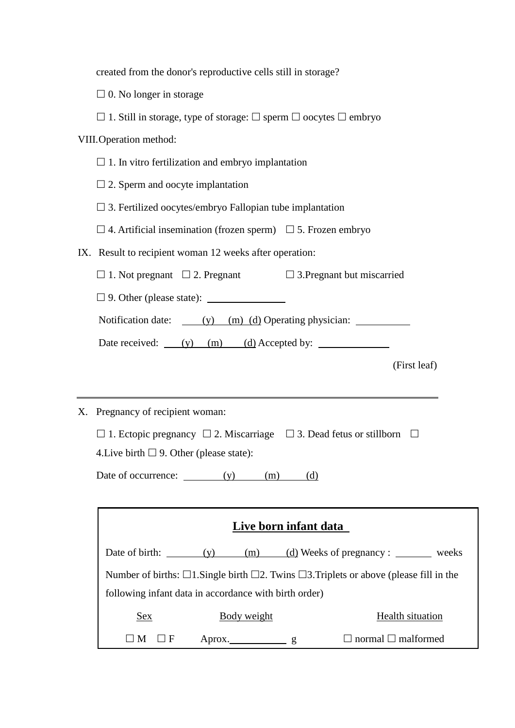created from the donor's reproductive cells still in storage?

☐ 0. No longer in storage

☐ 1. Still in storage, type of storage: ☐ sperm ☐ oocytes ☐ embryo

VIII. Operation method:

☐ 1. In vitro fertilization and embryo implantation

☐ 2. Sperm and oocyte implantation

☐ 3. Fertilized oocytes/embryo Fallopian tube implantation

☐ 4. Artificial insemination (frozen sperm) ☐ 5. Frozen embryo

IX. Result to recipient woman 12 weeks after operation:

☐ 1. Not pregnant ☐ 2. Pregnant ☐ 3.Pregnant but miscarried

☐ 9. Other (please state): ________________

Notification date: ____(y) ____(m) ____(d) Operating physician: ___________

Date received: ____(y) ____(m) ____(d) Accepted by: ______________

(First leaf)

---

X. Pregnancy of recipient woman:

☐ 1. Ectopic pregnancy ☐ 2. Miscarriage ☐ 3. Dead fetus or stillborn ☐ 4.Live birth ☐ 9. Other (please state):

Date of occurrence: ________(y) ______(m) ______(d)

**Live born infant data**

Date of birth: _______(y) ______(m) ______(d) Weeks of pregnancy : _______ weeks

Number of births: ☐1.Single birth ☐2. Twins ☐3.Triplets or above (please fill in the following infant data in accordance with birth order)

| Sex | Body weight | Health situation |
|---|---|---|
| ☐ M ☐ F | Aprox.____________ g | ☐ normal ☐ malformed |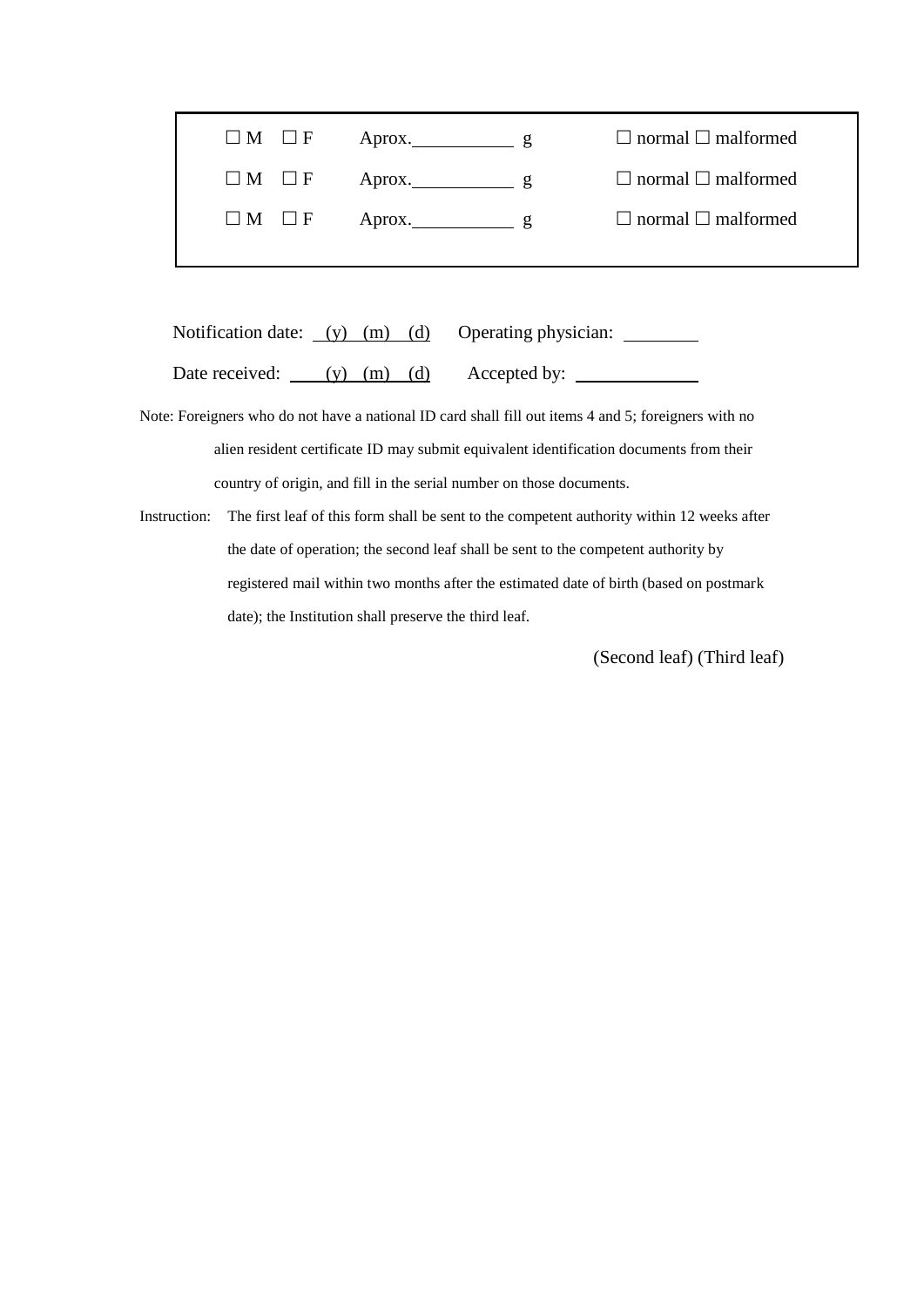| | | |
|---|---|---|
| ☐ M ☐ F | Aprox.\_\_\_\_\_\_\_\_\_\_ g | ☐ normal ☐ malformed |
| ☐ M ☐ F | Aprox.\_\_\_\_\_\_\_\_\_\_ g | ☐ normal ☐ malformed |
| ☐ M ☐ F | Aprox.\_\_\_\_\_\_\_\_\_\_ g | ☐ normal ☐ malformed |

Notification date: (y) (m) (d) Operating physician: \_\_\_\_\_\_\_\_

Date received: (y) (m) (d) Accepted by: \_\_\_\_\_\_\_\_\_\_\_\_

Note: Foreigners who do not have a national ID card shall fill out items 4 and 5; foreigners with no alien resident certificate ID may submit equivalent identification documents from their country of origin, and fill in the serial number on those documents.

Instruction: The first leaf of this form shall be sent to the competent authority within 12 weeks after the date of operation; the second leaf shall be sent to the competent authority by registered mail within two months after the estimated date of birth (based on postmark date); the Institution shall preserve the third leaf.

(Second leaf) (Third leaf)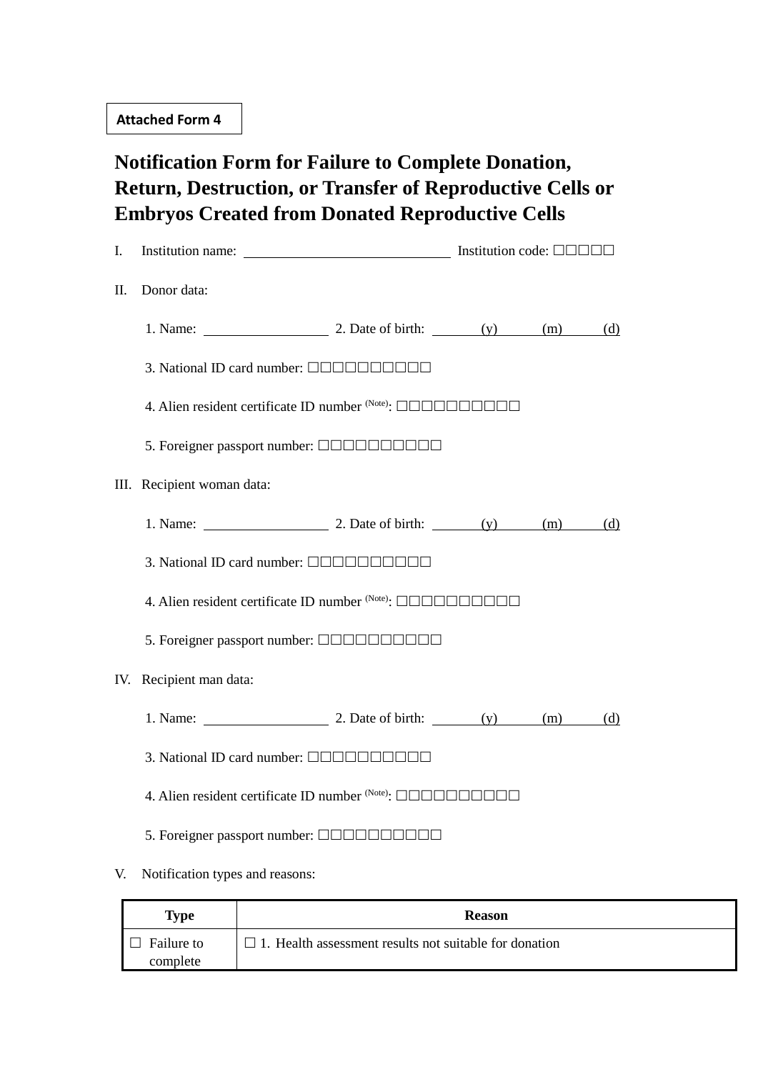Attached Form 4

# Notification Form for Failure to Complete Donation, Return, Destruction, or Transfer of Reproductive Cells or Embryos Created from Donated Reproductive Cells

I. Institution name: ______________________________ Institution code: □□□□□

II. Donor data:

1. Name: __________________ 2. Date of birth: _______(y)_______(m)_______(d)

3. National ID card number: □□□□□□□□□□

4. Alien resident certificate ID number (Note): □□□□□□□□□□

5. Foreigner passport number: □□□□□□□□□□

III. Recipient woman data:

1. Name: __________________ 2. Date of birth: _______(y)_______(m)_______(d)

3. National ID card number: □□□□□□□□□□

4. Alien resident certificate ID number (Note): □□□□□□□□□□

5. Foreigner passport number: □□□□□□□□□□

IV. Recipient man data:

1. Name: __________________ 2. Date of birth: _______(y)_______(m)_______(d)

3. National ID card number: □□□□□□□□□□

4. Alien resident certificate ID number (Note): □□□□□□□□□□

5. Foreigner passport number: □□□□□□□□□□

V. Notification types and reasons:

| Type | Reason |
| --- | --- |
| □ Failure to complete | □ 1. Health assessment results not suitable for donation |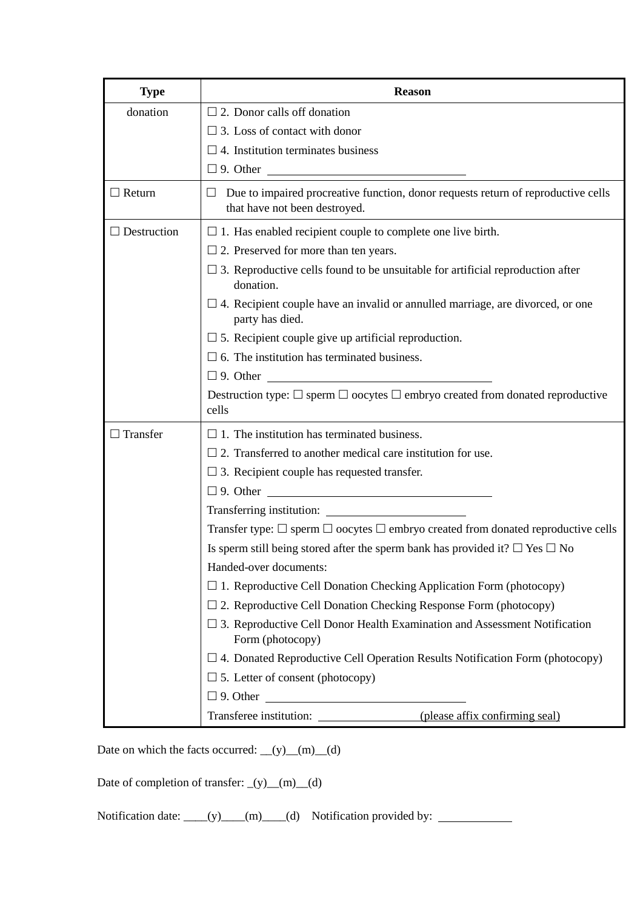| Type | Reason |
| --- | --- |
| donation | ☐ 2. Donor calls off donation<br>☐ 3. Loss of contact with donor<br>☐ 4. Institution terminates business<br>☐ 9. Other ______________ |
| ☐ Return | ☐ Due to impaired procreative function, donor requests return of reproductive cells that have not been destroyed. |
| ☐ Destruction | ☐ 1. Has enabled recipient couple to complete one live birth.<br>☐ 2. Preserved for more than ten years.<br>☐ 3. Reproductive cells found to be unsuitable for artificial reproduction after donation.<br>☐ 4. Recipient couple have an invalid or annulled marriage, are divorced, or one party has died.<br>☐ 5. Recipient couple give up artificial reproduction.<br>☐ 6. The institution has terminated business.<br>☐ 9. Other ______________<br>Destruction type: ☐ sperm ☐ oocytes ☐ embryo created from donated reproductive cells |
| ☐ Transfer | ☐ 1. The institution has terminated business.<br>☐ 2. Transferred to another medical care institution for use.<br>☐ 3. Recipient couple has requested transfer.<br>☐ 9. Other ______________<br>Transferring institution: ______________<br>Transfer type: ☐ sperm ☐ oocytes ☐ embryo created from donated reproductive cells<br>Is sperm still being stored after the sperm bank has provided it? ☐ Yes ☐ No<br>Handed-over documents:<br>☐ 1. Reproductive Cell Donation Checking Application Form (photocopy)<br>☐ 2. Reproductive Cell Donation Checking Response Form (photocopy)<br>☐ 3. Reproductive Cell Donor Health Examination and Assessment Notification Form (photocopy)<br>☐ 4. Donated Reproductive Cell Operation Results Notification Form (photocopy)<br>☐ 5. Letter of consent (photocopy)<br>☐ 9. Other ______________<br>Transferee institution: ______________ (please affix confirming seal) |

Date on which the facts occurred: __(y)__(m)__(d)

Date of completion of transfer: _(y)__(m)__(d)

Notification date: ____(y)____(m)____(d) Notification provided by: ____________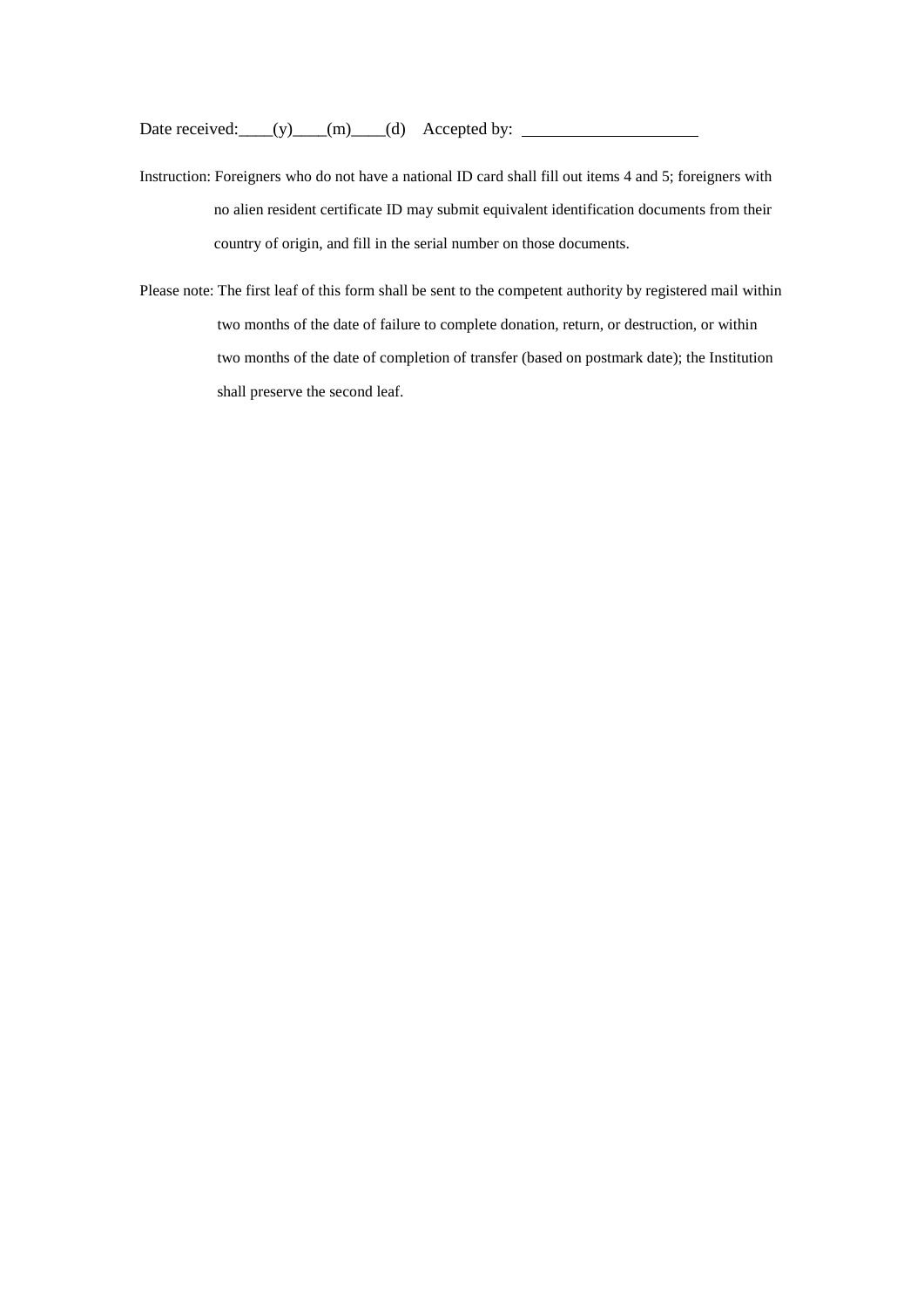Date received:____(y)____(m)____(d)    Accepted by: ____________________

Instruction: Foreigners who do not have a national ID card shall fill out items 4 and 5; foreigners with no alien resident certificate ID may submit equivalent identification documents from their country of origin, and fill in the serial number on those documents.

Please note: The first leaf of this form shall be sent to the competent authority by registered mail within two months of the date of failure to complete donation, return, or destruction, or within two months of the date of completion of transfer (based on postmark date); the Institution shall preserve the second leaf.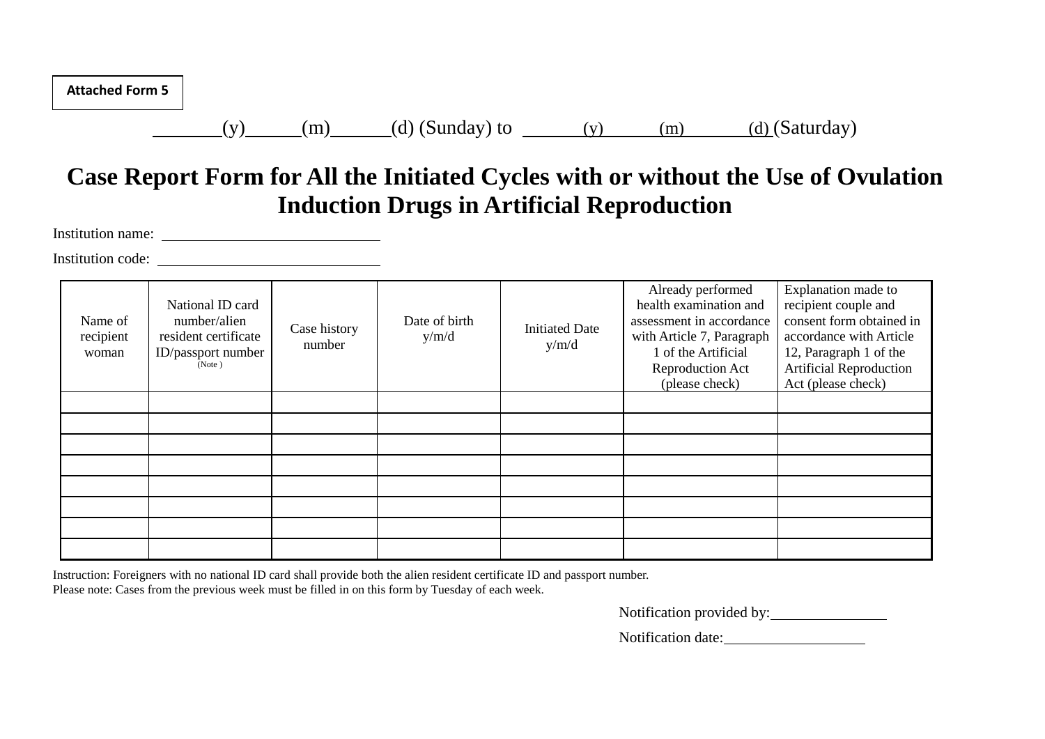**Attached Form 5**

\_\_\_\_\_\_(y)\_\_\_\_\_(m)\_\_\_\_\_(d) (Sunday) to \_\_\_\_\_\_(y)\_\_\_\_\_(m)\_\_\_\_\_(d) (Saturday)

# Case Report Form for All the Initiated Cycles with or without the Use of Ovulation Induction Drugs in Artificial Reproduction

Institution name: \_\_\_\_\_\_\_\_\_\_\_\_\_\_\_\_\_\_\_\_\_\_\_\_

Institution code: \_\_\_\_\_\_\_\_\_\_\_\_\_\_\_\_\_\_\_\_\_\_\_\_

| Name of recipient woman | National ID card number/alien resident certificate ID/passport number (Note ) | Case history number | Date of birth y/m/d | Initiated Date y/m/d | Already performed health examination and assessment in accordance with Article 7, Paragraph 1 of the Artificial Reproduction Act (please check) | Explanation made to recipient couple and consent form obtained in accordance with Article 12, Paragraph 1 of the Artificial Reproduction Act (please check) |
|---|---|---|---|---|---|---|
| | | | | | | |
| | | | | | | |
| | | | | | | |
| | | | | | | |
| | | | | | | |
| | | | | | | |
| | | | | | | |
| | | | | | | |

Instruction: Foreigners with no national ID card shall provide both the alien resident certificate ID and passport number.
Please note: Cases from the previous week must be filled in on this form by Tuesday of each week.

Notification provided by: \_\_\_\_\_\_\_\_\_\_\_\_\_\_\_\_

Notification date: \_\_\_\_\_\_\_\_\_\_\_\_\_\_\_\_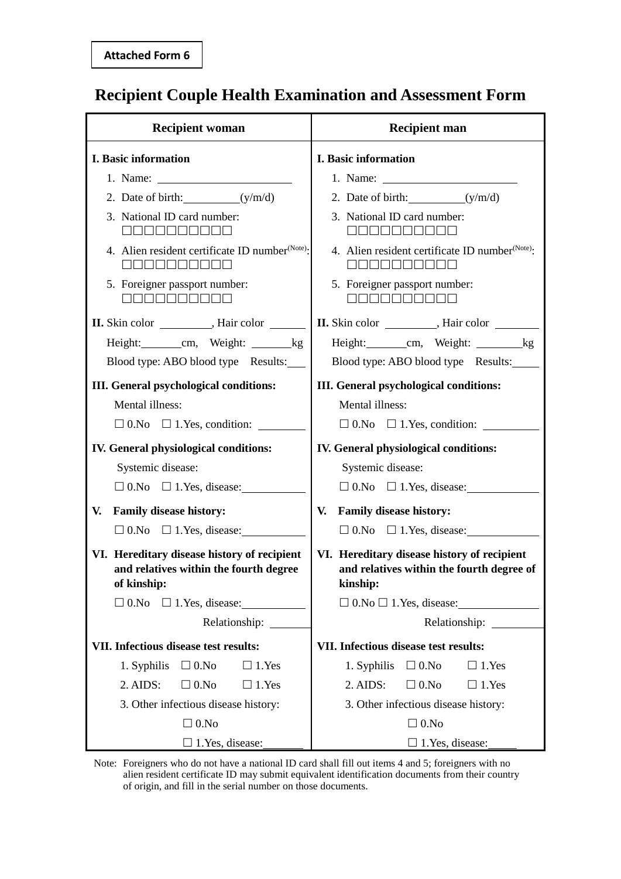**Attached Form 6**

# Recipient Couple Health Examination and Assessment Form

| Recipient woman | Recipient man |
|---|---|
| **I. Basic information**<br>1. Name: ______________________<br>2. Date of birth: __________(y/m/d)<br>3. National ID card number: □□□□□□□□□□<br>4. Alien resident certificate ID number(Note): □□□□□□□□□□<br>5. Foreigner passport number: □□□□□□□□□□ | **I. Basic information**<br>1. Name: ______________________<br>2. Date of birth: __________(y/m/d)<br>3. National ID card number: □□□□□□□□□□<br>4. Alien resident certificate ID number(Note): □□□□□□□□□□<br>5. Foreigner passport number: □□□□□□□□□□ |
| **II.** Skin color _________, Hair color ______<br>Height: _______cm, Weight: _______kg<br>Blood type: ABO blood type Results: ___ | **II.** Skin color _________, Hair color ________<br>Height: _______cm, Weight: ________kg<br>Blood type: ABO blood type Results: _____ |
| **III. General psychological conditions:**<br>Mental illness:<br>□ 0.No □ 1.Yes, condition: ________ | **III. General psychological conditions:**<br>Mental illness:<br>□ 0.No □ 1.Yes, condition: __________ |
| **IV. General physiological conditions:**<br>Systemic disease:<br>□ 0.No □ 1.Yes, disease: ___________ | **IV. General physiological conditions:**<br>Systemic disease:<br>□ 0.No □ 1.Yes, disease: ____________ |
| **V. Family disease history:**<br>□ 0.No □ 1.Yes, disease: ___________ | **V. Family disease history:**<br>□ 0.No □ 1.Yes, disease: ____________ |
| **VI. Hereditary disease history of recipient and relatives within the fourth degree of kinship:**<br>□ 0.No □ 1.Yes, disease: ___________<br>Relationship: _______ | **VI. Hereditary disease history of recipient and relatives within the fourth degree of kinship:**<br>□ 0.No □ 1.Yes, disease: ______________<br>Relationship: _________ |
| **VII. Infectious disease test results:**<br>1. Syphilis □ 0.No □ 1.Yes<br>2. AIDS: □ 0.No □ 1.Yes<br>3. Other infectious disease history:<br>□ 0.No<br>□ 1.Yes, disease: _______ | **VII. Infectious disease test results:**<br>1. Syphilis □ 0.No □ 1.Yes<br>2. AIDS: □ 0.No □ 1.Yes<br>3. Other infectious disease history:<br>□ 0.No<br>□ 1.Yes, disease: _____ |

Note: Foreigners who do not have a national ID card shall fill out items 4 and 5; foreigners with no alien resident certificate ID may submit equivalent identification documents from their country of origin, and fill in the serial number on those documents.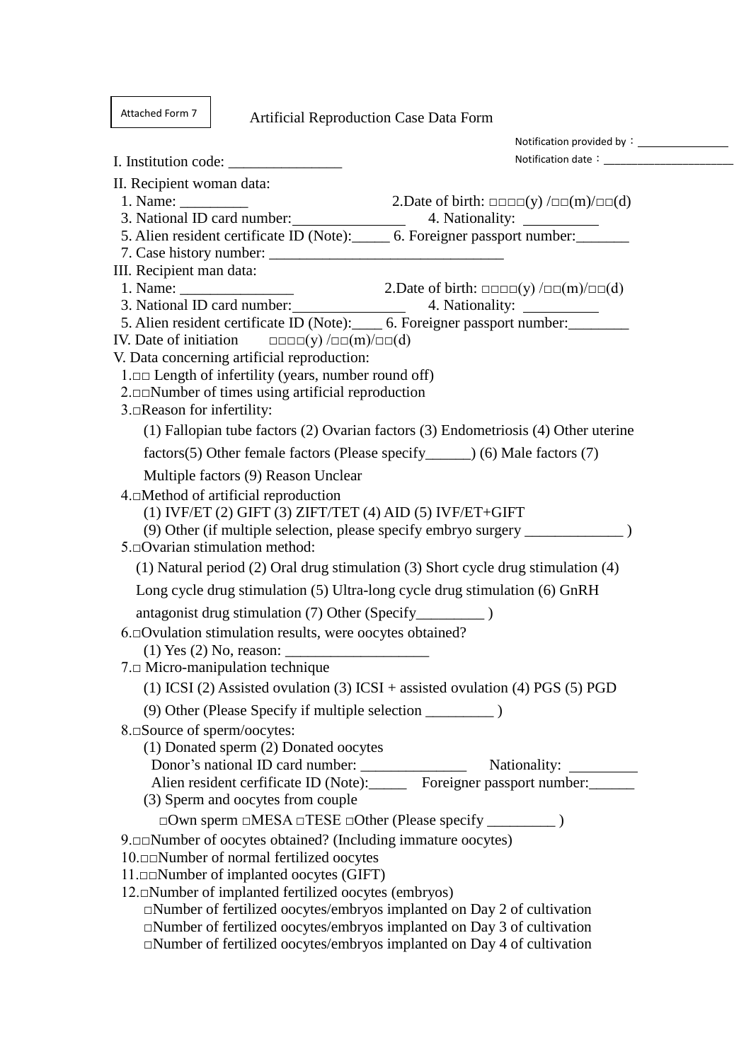Attached Form 7

# Artificial Reproduction Case Data Form

Notification provided by：________________

Notification date：______________________

I. Institution code: _______________

II. Recipient woman data:

1. Name: _________ 2.Date of birth: □□□□(y) /□□(m)/□□(d)
3. National ID card number:_______________ 4. Nationality: __________
5. Alien resident certificate ID (Note):_____ 6. Foreigner passport number:_______
7. Case history number: _______________________________

III. Recipient man data:

1. Name: _______________ 2.Date of birth: □□□□(y) /□□(m)/□□(d)
3. National ID card number:_______________ 4. Nationality: __________
5. Alien resident certificate ID (Note):____ 6. Foreigner passport number:________

IV. Date of initiation □□□□(y) /□□(m)/□□(d)

V. Data concerning artificial reproduction:

1.□□ Length of infertility (years, number round off)

2.□□Number of times using artificial reproduction

3.□Reason for infertility:

(1) Fallopian tube factors (2) Ovarian factors (3) Endometriosis (4) Other uterine factors(5) Other female factors (Please specify______) (6) Male factors (7) Multiple factors (9) Reason Unclear

4.□Method of artificial reproduction

(1) IVF/ET (2) GIFT (3) ZIFT/TET (4) AID (5) IVF/ET+GIFT
(9) Other (if multiple selection, please specify embryo surgery _____________ )

5.□Ovarian stimulation method:

(1) Natural period (2) Oral drug stimulation (3) Short cycle drug stimulation (4) Long cycle drug stimulation (5) Ultra-long cycle drug stimulation (6) GnRH antagonist drug stimulation (7) Other (Specify_________ )

6.□Ovulation stimulation results, were oocytes obtained?

(1) Yes (2) No, reason: ___________________

7.□ Micro-manipulation technique

(1) ICSI (2) Assisted ovulation (3) ICSI + assisted ovulation (4) PGS (5) PGD
(9) Other (Please Specify if multiple selection _________ )

8.□Source of sperm/oocytes:

(1) Donated sperm (2) Donated oocytes
Donor's national ID card number: ______________ Nationality: _________
Alien resident cerfificate ID (Note):_____ Foreigner passport number:______
(3) Sperm and oocytes from couple
□Own sperm □MESA □TESE □Other (Please specify _________ )

9.□□Number of oocytes obtained? (Including immature oocytes)

10.□□Number of normal fertilized oocytes

11.□□Number of implanted oocytes (GIFT)

12.□Number of implanted fertilized oocytes (embryos)

□Number of fertilized oocytes/embryos implanted on Day 2 of cultivation
□Number of fertilized oocytes/embryos implanted on Day 3 of cultivation
□Number of fertilized oocytes/embryos implanted on Day 4 of cultivation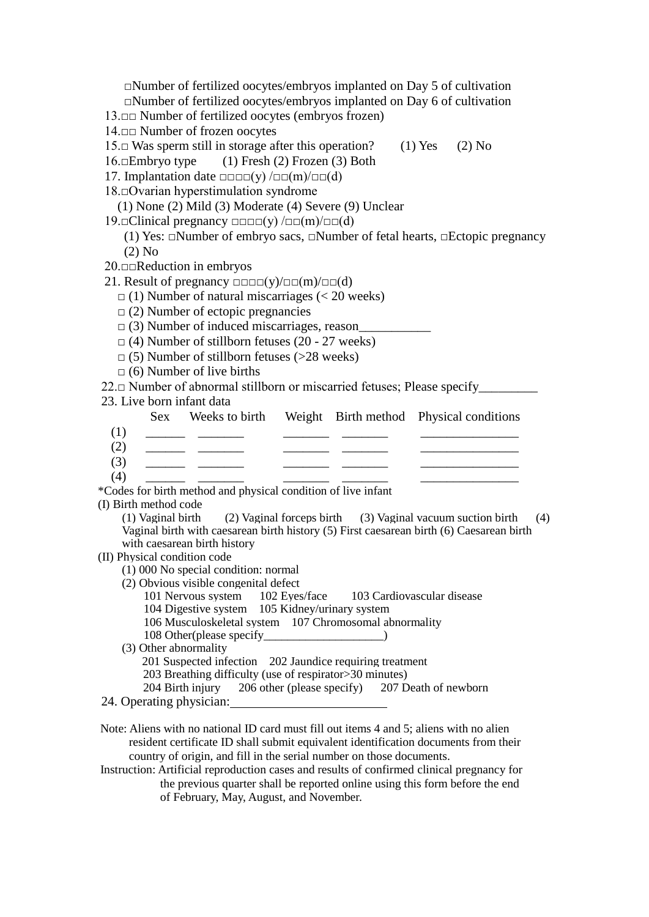□Number of fertilized oocytes/embryos implanted on Day 5 of cultivation
□Number of fertilized oocytes/embryos implanted on Day 6 of cultivation

13.□□ Number of fertilized oocytes (embryos frozen)

14.□□ Number of frozen oocytes

15.□ Was sperm still in storage after this operation? (1) Yes (2) No

16.□Embryo type (1) Fresh (2) Frozen (3) Both

17. Implantation date □□□□(y) /□□(m)/□□(d)

18.□Ovarian hyperstimulation syndrome
(1) None (2) Mild (3) Moderate (4) Severe (9) Unclear

19.□Clinical pregnancy □□□□(y) /□□(m)/□□(d)
(1) Yes: □Number of embryo sacs, □Number of fetal hearts, □Ectopic pregnancy
(2) No

20.□□Reduction in embryos

21. Result of pregnancy □□□□(y)/□□(m)/□□(d)
□ (1) Number of natural miscarriages (< 20 weeks)
□ (2) Number of ectopic pregnancies
□ (3) Number of induced miscarriages, reason___________
□ (4) Number of stillborn fetuses (20 - 27 weeks)
□ (5) Number of stillborn fetuses (>28 weeks)
□ (6) Number of live births

22.□ Number of abnormal stillborn or miscarried fetuses; Please specify_________

23. Live born infant data

| | Sex | Weeks to birth | Weight | Birth method | Physical conditions |
|---|---|---|---|---|---|
| (1) | ______ | _______ | _______ | _______ | _______________ |
| (2) | ______ | _______ | _______ | _______ | _______________ |
| (3) | ______ | _______ | _______ | _______ | _______________ |
| (4) | ______ | _______ | _______ | _______ | _______________ |

*Codes for birth method and physical condition of live infant

(I) Birth method code
(1) Vaginal birth (2) Vaginal forceps birth (3) Vaginal vacuum suction birth (4) Vaginal birth with caesarean birth history (5) First caesarean birth (6) Caesarean birth with caesarean birth history

(II) Physical condition code
(1) 000 No special condition: normal
(2) Obvious visible congenital defect
101 Nervous system 102 Eyes/face 103 Cardiovascular disease
104 Digestive system 105 Kidney/urinary system
106 Musculoskeletal system 107 Chromosomal abnormality
108 Other(please specify____________________)
(3) Other abnormality
201 Suspected infection 202 Jaundice requiring treatment
203 Breathing difficulty (use of respirator>30 minutes)
204 Birth injury 206 other (please specify) 207 Death of newborn

24. Operating physician:________________________

Note: Aliens with no national ID card must fill out items 4 and 5; aliens with no alien resident certificate ID shall submit equivalent identification documents from their country of origin, and fill in the serial number on those documents.

Instruction: Artificial reproduction cases and results of confirmed clinical pregnancy for the previous quarter shall be reported online using this form before the end of February, May, August, and November.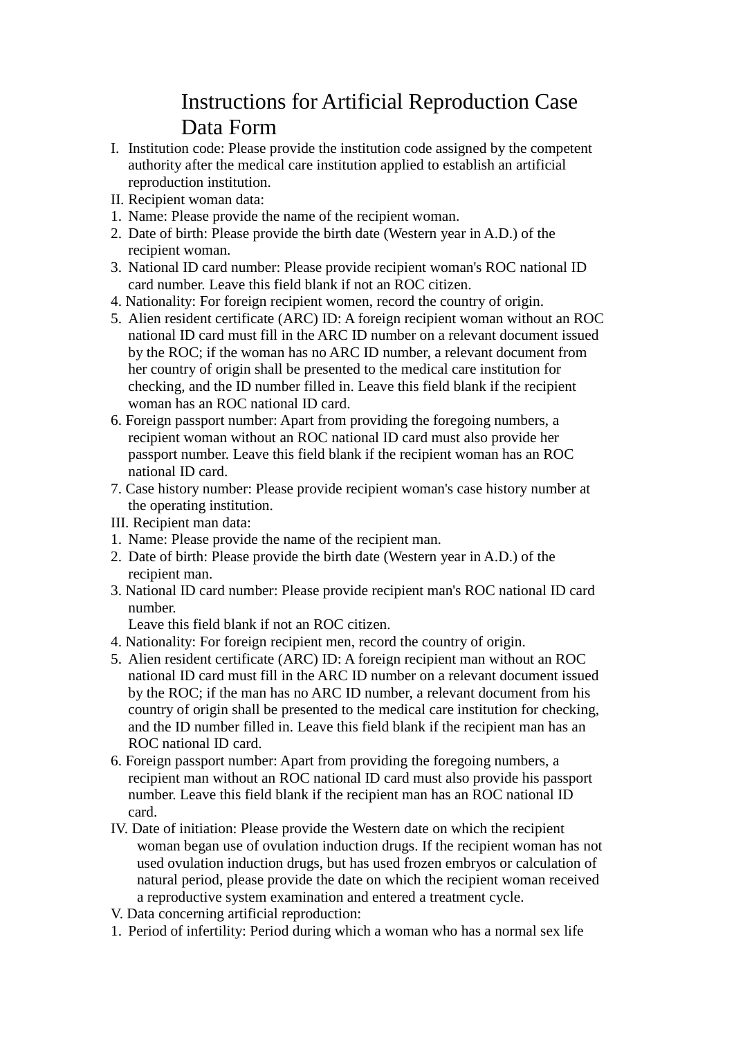# Instructions for Artificial Reproduction Case Data Form

I. Institution code: Please provide the institution code assigned by the competent authority after the medical care institution applied to establish an artificial reproduction institution.

II. Recipient woman data:

1. Name: Please provide the name of the recipient woman.
2. Date of birth: Please provide the birth date (Western year in A.D.) of the recipient woman.
3. National ID card number: Please provide recipient woman's ROC national ID card number. Leave this field blank if not an ROC citizen.
4. Nationality: For foreign recipient women, record the country of origin.
5. Alien resident certificate (ARC) ID: A foreign recipient woman without an ROC national ID card must fill in the ARC ID number on a relevant document issued by the ROC; if the woman has no ARC ID number, a relevant document from her country of origin shall be presented to the medical care institution for checking, and the ID number filled in. Leave this field blank if the recipient woman has an ROC national ID card.
6. Foreign passport number: Apart from providing the foregoing numbers, a recipient woman without an ROC national ID card must also provide her passport number. Leave this field blank if the recipient woman has an ROC national ID card.
7. Case history number: Please provide recipient woman's case history number at the operating institution.

III. Recipient man data:

1. Name: Please provide the name of the recipient man.
2. Date of birth: Please provide the birth date (Western year in A.D.) of the recipient man.
3. National ID card number: Please provide recipient man's ROC national ID card number.
   Leave this field blank if not an ROC citizen.
4. Nationality: For foreign recipient men, record the country of origin.
5. Alien resident certificate (ARC) ID: A foreign recipient man without an ROC national ID card must fill in the ARC ID number on a relevant document issued by the ROC; if the man has no ARC ID number, a relevant document from his country of origin shall be presented to the medical care institution for checking, and the ID number filled in. Leave this field blank if the recipient man has an ROC national ID card.
6. Foreign passport number: Apart from providing the foregoing numbers, a recipient man without an ROC national ID card must also provide his passport number. Leave this field blank if the recipient man has an ROC national ID card.

IV. Date of initiation: Please provide the Western date on which the recipient woman began use of ovulation induction drugs. If the recipient woman has not used ovulation induction drugs, but has used frozen embryos or calculation of natural period, please provide the date on which the recipient woman received a reproductive system examination and entered a treatment cycle.

V. Data concerning artificial reproduction:

1. Period of infertility: Period during which a woman who has a normal sex life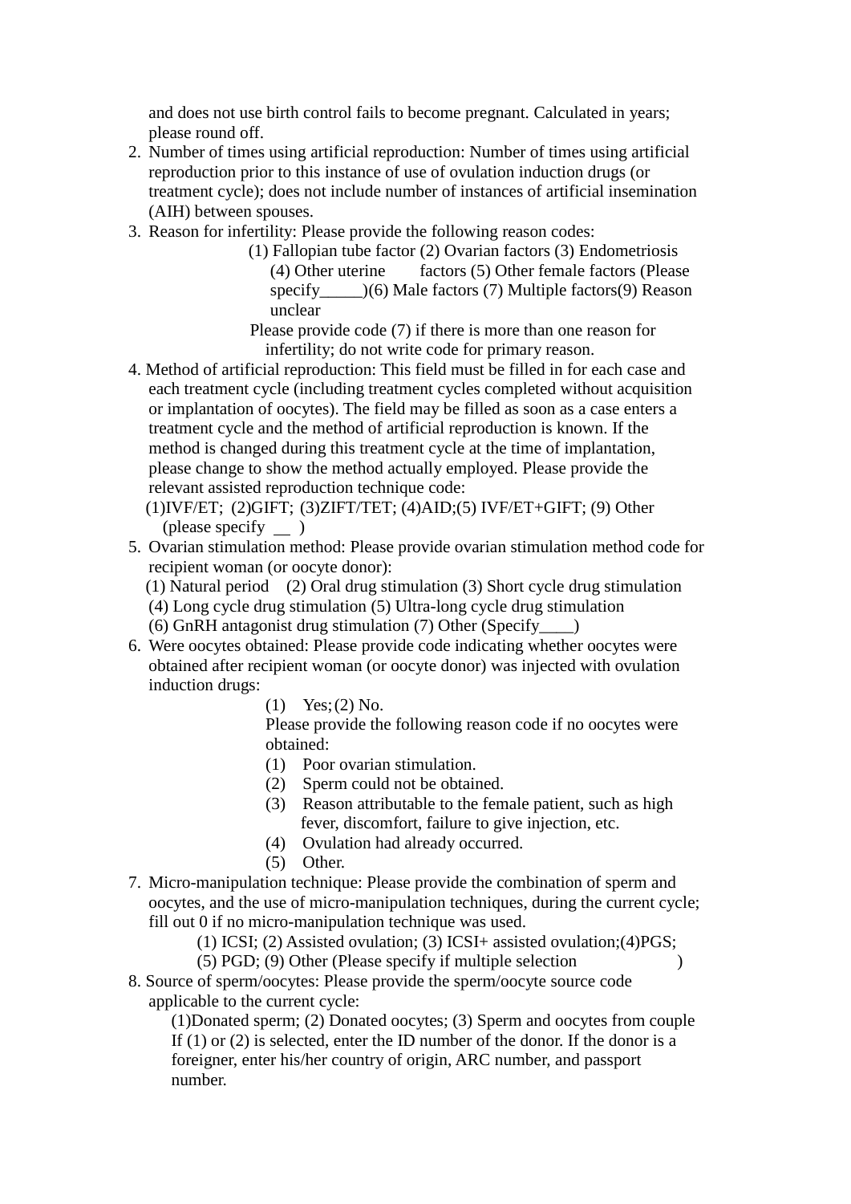and does not use birth control fails to become pregnant. Calculated in years; please round off.

2. Number of times using artificial reproduction: Number of times using artificial reproduction prior to this instance of use of ovulation induction drugs (or treatment cycle); does not include number of instances of artificial insemination (AIH) between spouses.
3. Reason for infertility: Please provide the following reason codes:

   (1) Fallopian tube factor (2) Ovarian factors (3) Endometriosis (4) Other uterine factors (5) Other female factors (Please specify_____)(6) Male factors (7) Multiple factors(9) Reason unclear

   Please provide code (7) if there is more than one reason for infertility; do not write code for primary reason.

4. Method of artificial reproduction: This field must be filled in for each case and each treatment cycle (including treatment cycles completed without acquisition or implantation of oocytes). The field may be filled as soon as a case enters a treatment cycle and the method of artificial reproduction is known. If the method is changed during this treatment cycle at the time of implantation, please change to show the method actually employed. Please provide the relevant assisted reproduction technique code:

   (1)IVF/ET; (2)GIFT; (3)ZIFT/TET; (4)AID;(5) IVF/ET+GIFT; (9) Other (please specify __ )

5. Ovarian stimulation method: Please provide ovarian stimulation method code for recipient woman (or oocyte donor):

   (1) Natural period (2) Oral drug stimulation (3) Short cycle drug stimulation (4) Long cycle drug stimulation (5) Ultra-long cycle drug stimulation (6) GnRH antagonist drug stimulation (7) Other (Specify____)

6. Were oocytes obtained: Please provide code indicating whether oocytes were obtained after recipient woman (or oocyte donor) was injected with ovulation induction drugs:

   (1) Yes;(2) No.

   Please provide the following reason code if no oocytes were obtained:

   (1) Poor ovarian stimulation.
   (2) Sperm could not be obtained.
   (3) Reason attributable to the female patient, such as high fever, discomfort, failure to give injection, etc.
   (4) Ovulation had already occurred.
   (5) Other.

7. Micro-manipulation technique: Please provide the combination of sperm and oocytes, and the use of micro-manipulation techniques, during the current cycle; fill out 0 if no micro-manipulation technique was used.

   (1) ICSI; (2) Assisted ovulation; (3) ICSI+ assisted ovulation;(4)PGS; (5) PGD; (9) Other (Please specify if multiple selection )

8. Source of sperm/oocytes: Please provide the sperm/oocyte source code applicable to the current cycle:

   (1)Donated sperm; (2) Donated oocytes; (3) Sperm and oocytes from couple

   If (1) or (2) is selected, enter the ID number of the donor. If the donor is a foreigner, enter his/her country of origin, ARC number, and passport number.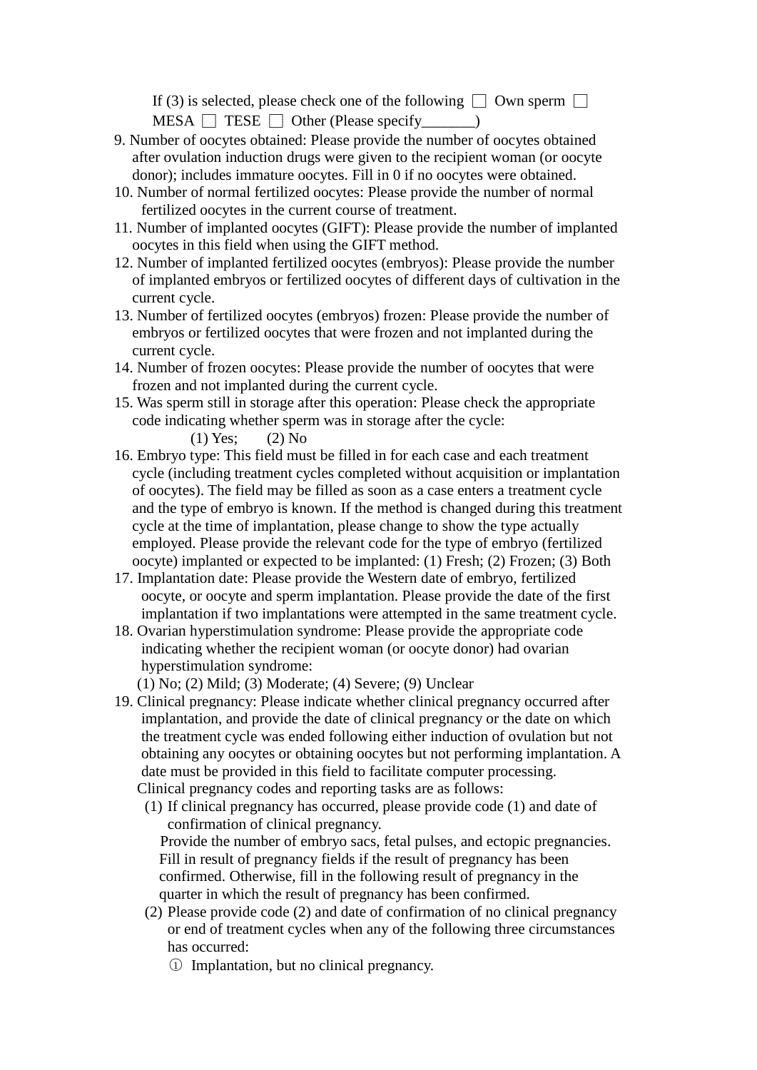If (3) is selected, please check one of the following ☐ Own sperm ☐ MESA ☐ TESE ☐ Other (Please specify_______)

9. Number of oocytes obtained: Please provide the number of oocytes obtained after ovulation induction drugs were given to the recipient woman (or oocyte donor); includes immature oocytes. Fill in 0 if no oocytes were obtained.
10. Number of normal fertilized oocytes: Please provide the number of normal fertilized oocytes in the current course of treatment.
11. Number of implanted oocytes (GIFT): Please provide the number of implanted oocytes in this field when using the GIFT method.
12. Number of implanted fertilized oocytes (embryos): Please provide the number of implanted embryos or fertilized oocytes of different days of cultivation in the current cycle.
13. Number of fertilized oocytes (embryos) frozen: Please provide the number of embryos or fertilized oocytes that were frozen and not implanted during the current cycle.
14. Number of frozen oocytes: Please provide the number of oocytes that were frozen and not implanted during the current cycle.
15. Was sperm still in storage after this operation: Please check the appropriate code indicating whether sperm was in storage after the cycle:

    (1) Yes; (2) No

16. Embryo type: This field must be filled in for each case and each treatment cycle (including treatment cycles completed without acquisition or implantation of oocytes). The field may be filled as soon as a case enters a treatment cycle and the type of embryo is known. If the method is changed during this treatment cycle at the time of implantation, please change to show the type actually employed. Please provide the relevant code for the type of embryo (fertilized oocyte) implanted or expected to be implanted: (1) Fresh; (2) Frozen; (3) Both
17. Implantation date: Please provide the Western date of embryo, fertilized oocyte, or oocyte and sperm implantation. Please provide the date of the first implantation if two implantations were attempted in the same treatment cycle.
18. Ovarian hyperstimulation syndrome: Please provide the appropriate code indicating whether the recipient woman (or oocyte donor) had ovarian hyperstimulation syndrome:

    (1) No; (2) Mild; (3) Moderate; (4) Severe; (9) Unclear

19. Clinical pregnancy: Please indicate whether clinical pregnancy occurred after implantation, and provide the date of clinical pregnancy or the date on which the treatment cycle was ended following either induction of ovulation but not obtaining any oocytes or obtaining oocytes but not performing implantation. A date must be provided in this field to facilitate computer processing.

    Clinical pregnancy codes and reporting tasks are as follows:

    (1) If clinical pregnancy has occurred, please provide code (1) and date of confirmation of clinical pregnancy.

        Provide the number of embryo sacs, fetal pulses, and ectopic pregnancies. Fill in result of pregnancy fields if the result of pregnancy has been confirmed. Otherwise, fill in the following result of pregnancy in the quarter in which the result of pregnancy has been confirmed.

    (2) Please provide code (2) and date of confirmation of no clinical pregnancy or end of treatment cycles when any of the following three circumstances has occurred:

        ① Implantation, but no clinical pregnancy.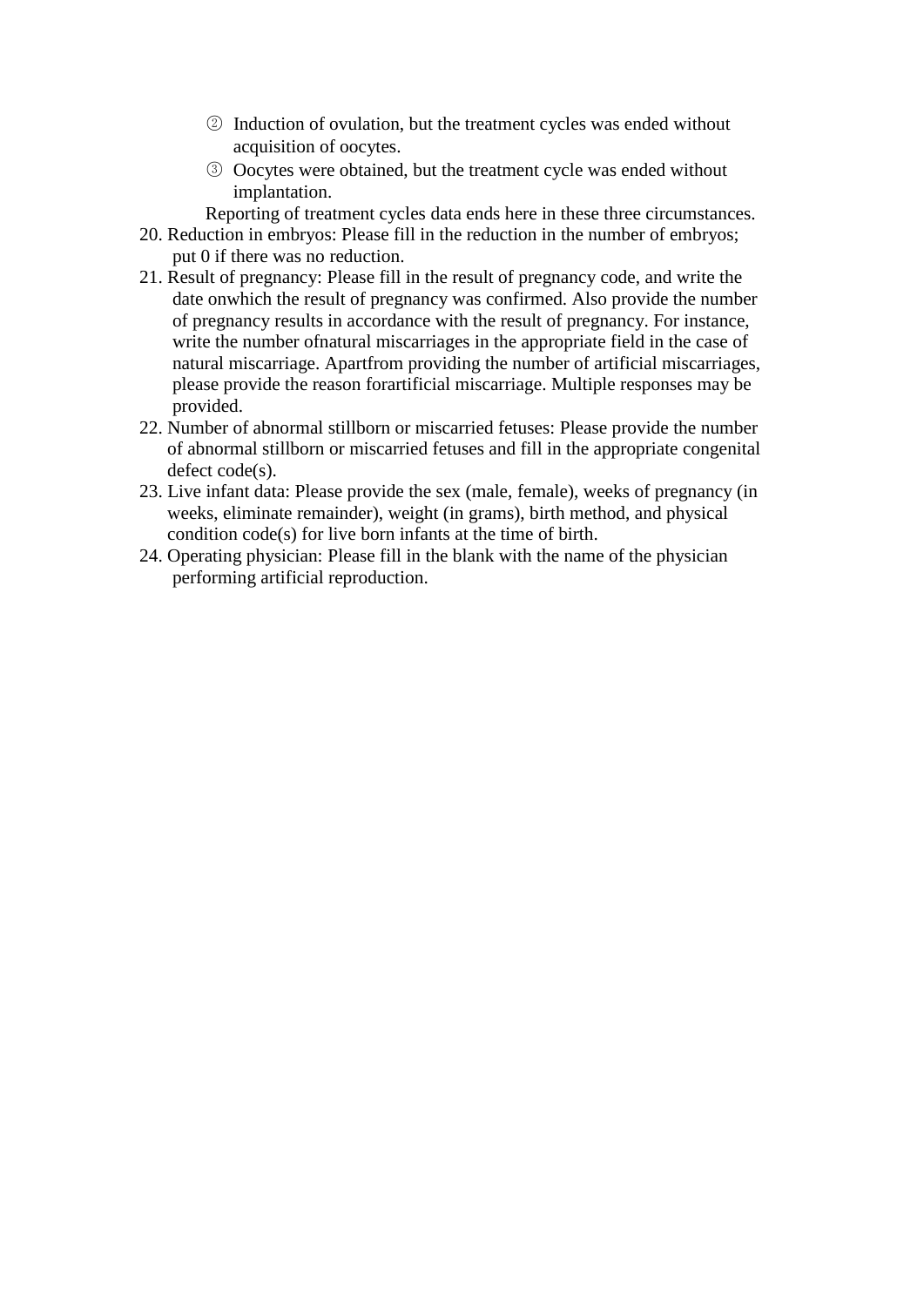② Induction of ovulation, but the treatment cycles was ended without acquisition of oocytes.

③ Oocytes were obtained, but the treatment cycle was ended without implantation.

Reporting of treatment cycles data ends here in these three circumstances.

20. Reduction in embryos: Please fill in the reduction in the number of embryos; put 0 if there was no reduction.
21. Result of pregnancy: Please fill in the result of pregnancy code, and write the date onwhich the result of pregnancy was confirmed. Also provide the number of pregnancy results in accordance with the result of pregnancy. For instance, write the number ofnatural miscarriages in the appropriate field in the case of natural miscarriage. Apartfrom providing the number of artificial miscarriages, please provide the reason forartificial miscarriage. Multiple responses may be provided.
22. Number of abnormal stillborn or miscarried fetuses: Please provide the number of abnormal stillborn or miscarried fetuses and fill in the appropriate congenital defect code(s).
23. Live infant data: Please provide the sex (male, female), weeks of pregnancy (in weeks, eliminate remainder), weight (in grams), birth method, and physical condition code(s) for live born infants at the time of birth.
24. Operating physician: Please fill in the blank with the name of the physician performing artificial reproduction.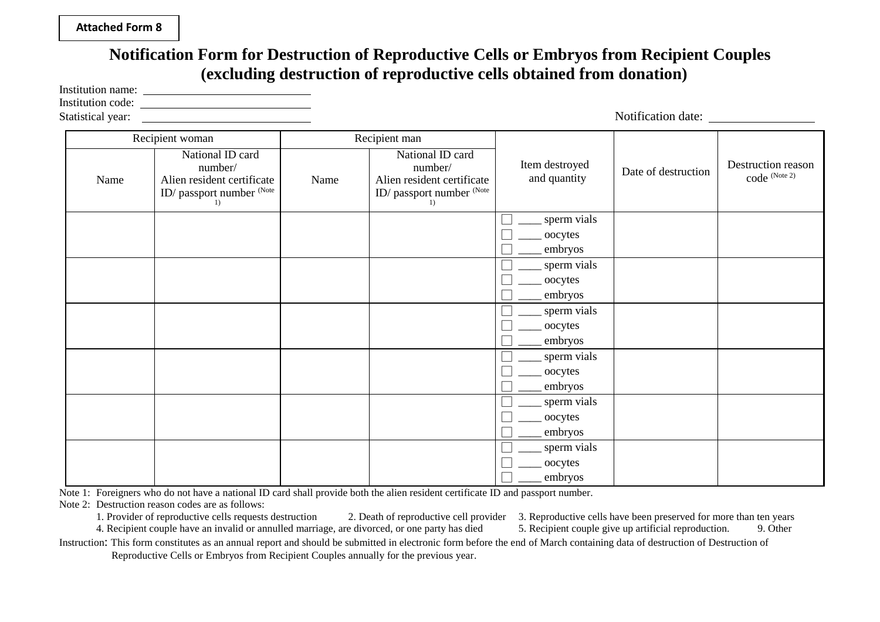**Attached Form 8**

# Notification Form for Destruction of Reproductive Cells or Embryos from Recipient Couples (excluding destruction of reproductive cells obtained from donation)

Institution name: ____________________

Institution code: ____________________

Statistical year: ____________________

Notification date: ______________

| Recipient woman | | Recipient man | | Item destroyed and quantity | Date of destruction | Destruction reason code (Note 2) |
|---|---|---|---|---|---|---|
| Name | National ID card number/ Alien resident certificate ID/ passport number (Note 1) | Name | National ID card number/ Alien resident certificate ID/ passport number (Note 1) | | | |
| | | | | ☐ ____ sperm vials<br>☐ ____ oocytes<br>☐ ____ embryos | | |
| | | | | ☐ ____ sperm vials<br>☐ ____ oocytes<br>☐ ____ embryos | | |
| | | | | ☐ ____ sperm vials<br>☐ ____ oocytes<br>☐ ____ embryos | | |
| | | | | ☐ ____ sperm vials<br>☐ ____ oocytes<br>☐ ____ embryos | | |
| | | | | ☐ ____ sperm vials<br>☐ ____ oocytes<br>☐ ____ embryos | | |
| | | | | ☐ ____ sperm vials<br>☐ ____ oocytes<br>☐ ____ embryos | | |

Note 1: Foreigners who do not have a national ID card shall provide both the alien resident certificate ID and passport number.

Note 2: Destruction reason codes are as follows:

1. Provider of reproductive cells requests destruction
2. Death of reproductive cell provider
3. Reproductive cells have been preserved for more than ten years
4. Recipient couple have an invalid or annulled marriage, are divorced, or one party has died
5. Recipient couple give up artificial reproduction.
9. Other

Instruction: This form constitutes as an annual report and should be submitted in electronic form before the end of March containing data of destruction of Destruction of Reproductive Cells or Embryos from Recipient Couples annually for the previous year.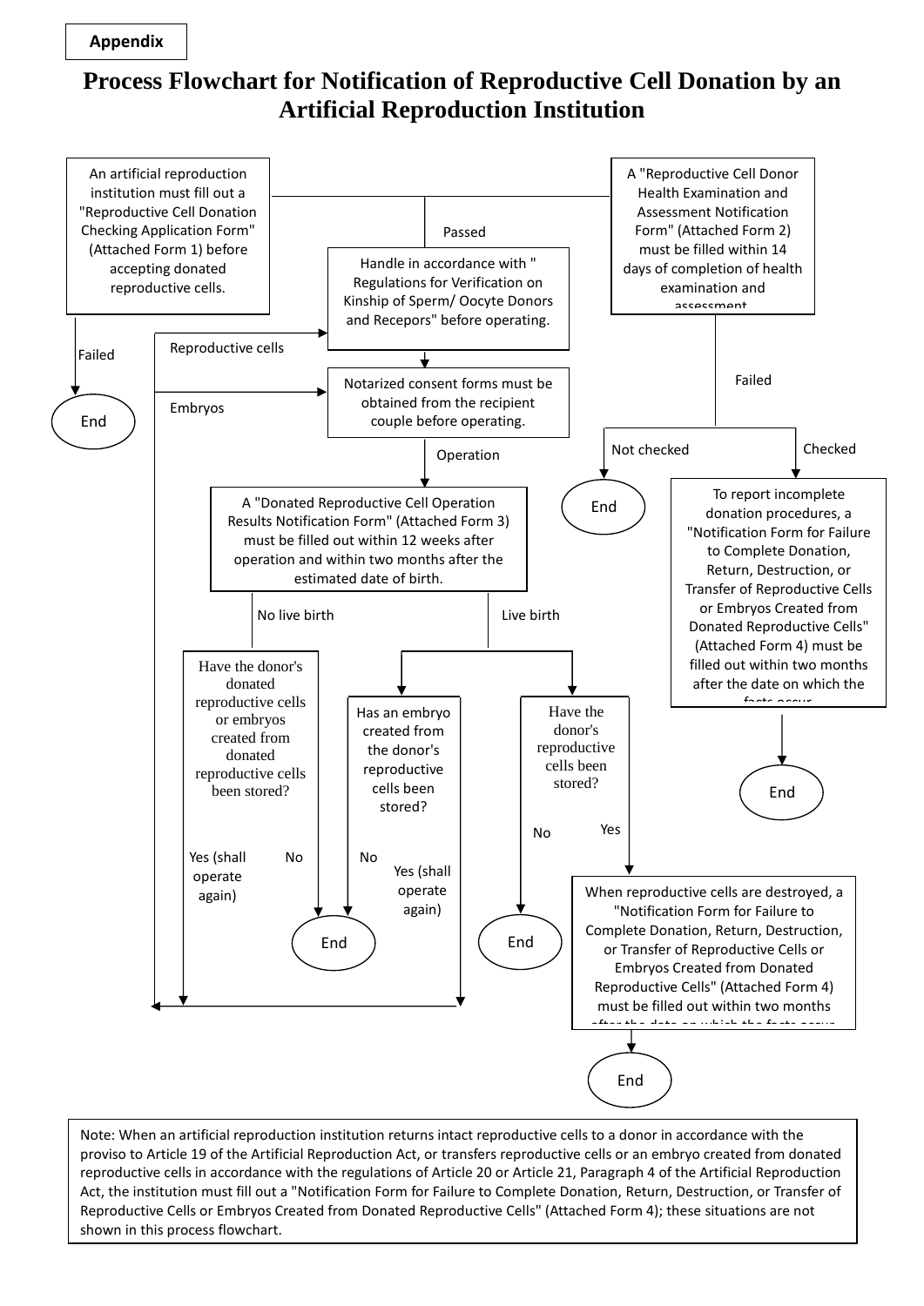Appendix

# Process Flowchart for Notification of Reproductive Cell Donation by an Artificial Reproduction Institution

An artificial reproduction institution must fill out a "Reproductive Cell Donation Checking Application Form" (Attached Form 1) before accepting donated reproductive cells.

Failed

End

A "Reproductive Cell Donor Health Examination and Assessment Notification Form" (Attached Form 2) must be filled within 14 days of completion of health examination and assessment

Passed

Handle in accordance with " Regulations for Verification on Kinship of Sperm/ Oocyte Donors and Recepors" before operating.

Reproductive cells

Embryos

Notarized consent forms must be obtained from the recipient couple before operating.

Failed

Not checked

End

Checked

To report incomplete donation procedures, a "Notification Form for Failure to Complete Donation, Return, Destruction, or Transfer of Reproductive Cells or Embryos Created from Donated Reproductive Cells" (Attached Form 4) must be filled out within two months after the date on which the facts occur

End

Operation

A "Donated Reproductive Cell Operation Results Notification Form" (Attached Form 3) must be filled out within 12 weeks after operation and within two months after the estimated date of birth.

No live birth

Have the donor's donated reproductive cells or embryos created from donated reproductive cells been stored?

Yes (shall operate again)

No

End

Live birth

Has an embryo created from the donor's reproductive cells been stored?

No

Yes (shall operate again)

Have the donor's reproductive cells been stored?

No

End

Yes

When reproductive cells are destroyed, a "Notification Form for Failure to Complete Donation, Return, Destruction, or Transfer of Reproductive Cells or Embryos Created from Donated Reproductive Cells" (Attached Form 4) must be filled out within two months after the date on which the facts occur

End

Note: When an artificial reproduction institution returns intact reproductive cells to a donor in accordance with the proviso to Article 19 of the Artificial Reproduction Act, or transfers reproductive cells or an embryo created from donated reproductive cells in accordance with the regulations of Article 20 or Article 21, Paragraph 4 of the Artificial Reproduction Act, the institution must fill out a "Notification Form for Failure to Complete Donation, Return, Destruction, or Transfer of Reproductive Cells or Embryos Created from Donated Reproductive Cells" (Attached Form 4); these situations are not shown in this process flowchart.